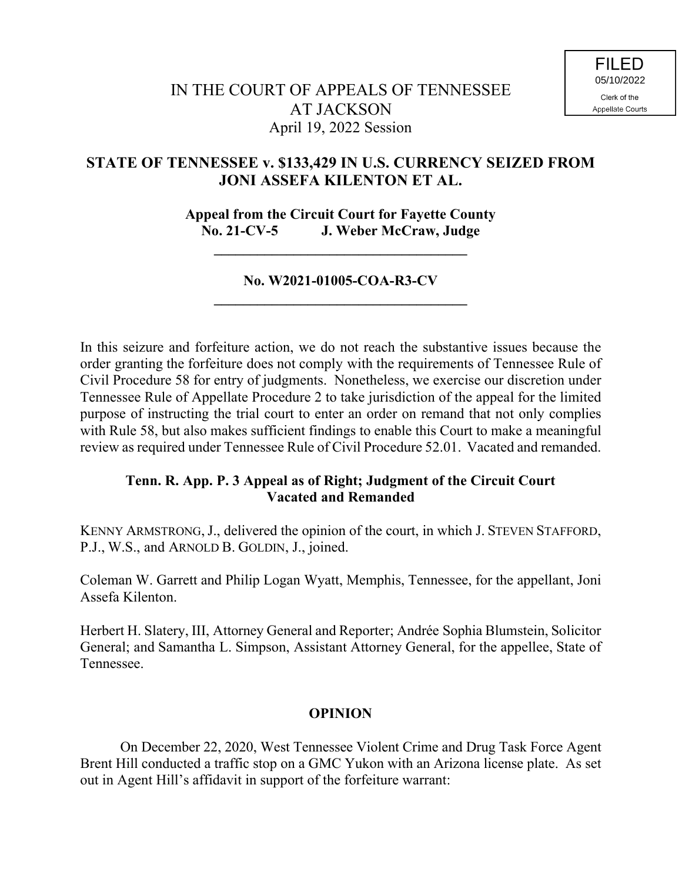FILED
05/10/2022
Clerk of the
Appellate Courts

IN THE COURT OF APPEALS OF TENNESSEE
AT JACKSON
April 19, 2022 Session

**STATE OF TENNESSEE v. $133,429 IN U.S. CURRENCY SEIZED FROM JONI ASSEFA KILENTON ET AL.**

**Appeal from the Circuit Court for Fayette County**
**No. 21-CV-5 J. Weber McCraw, Judge**

---

**No. W2021-01005-COA-R3-CV**

---

In this seizure and forfeiture action, we do not reach the substantive issues because the order granting the forfeiture does not comply with the requirements of Tennessee Rule of Civil Procedure 58 for entry of judgments. Nonetheless, we exercise our discretion under Tennessee Rule of Appellate Procedure 2 to take jurisdiction of the appeal for the limited purpose of instructing the trial court to enter an order on remand that not only complies with Rule 58, but also makes sufficient findings to enable this Court to make a meaningful review as required under Tennessee Rule of Civil Procedure 52.01. Vacated and remanded.

**Tenn. R. App. P. 3 Appeal as of Right; Judgment of the Circuit Court Vacated and Remanded**

KENNY ARMSTRONG, J., delivered the opinion of the court, in which J. STEVEN STAFFORD, P.J., W.S., and ARNOLD B. GOLDIN, J., joined.

Coleman W. Garrett and Philip Logan Wyatt, Memphis, Tennessee, for the appellant, Joni Assefa Kilenton.

Herbert H. Slatery, III, Attorney General and Reporter; Andrée Sophia Blumstein, Solicitor General; and Samantha L. Simpson, Assistant Attorney General, for the appellee, State of Tennessee.

**OPINION**

On December 22, 2020, West Tennessee Violent Crime and Drug Task Force Agent Brent Hill conducted a traffic stop on a GMC Yukon with an Arizona license plate. As set out in Agent Hill's affidavit in support of the forfeiture warrant: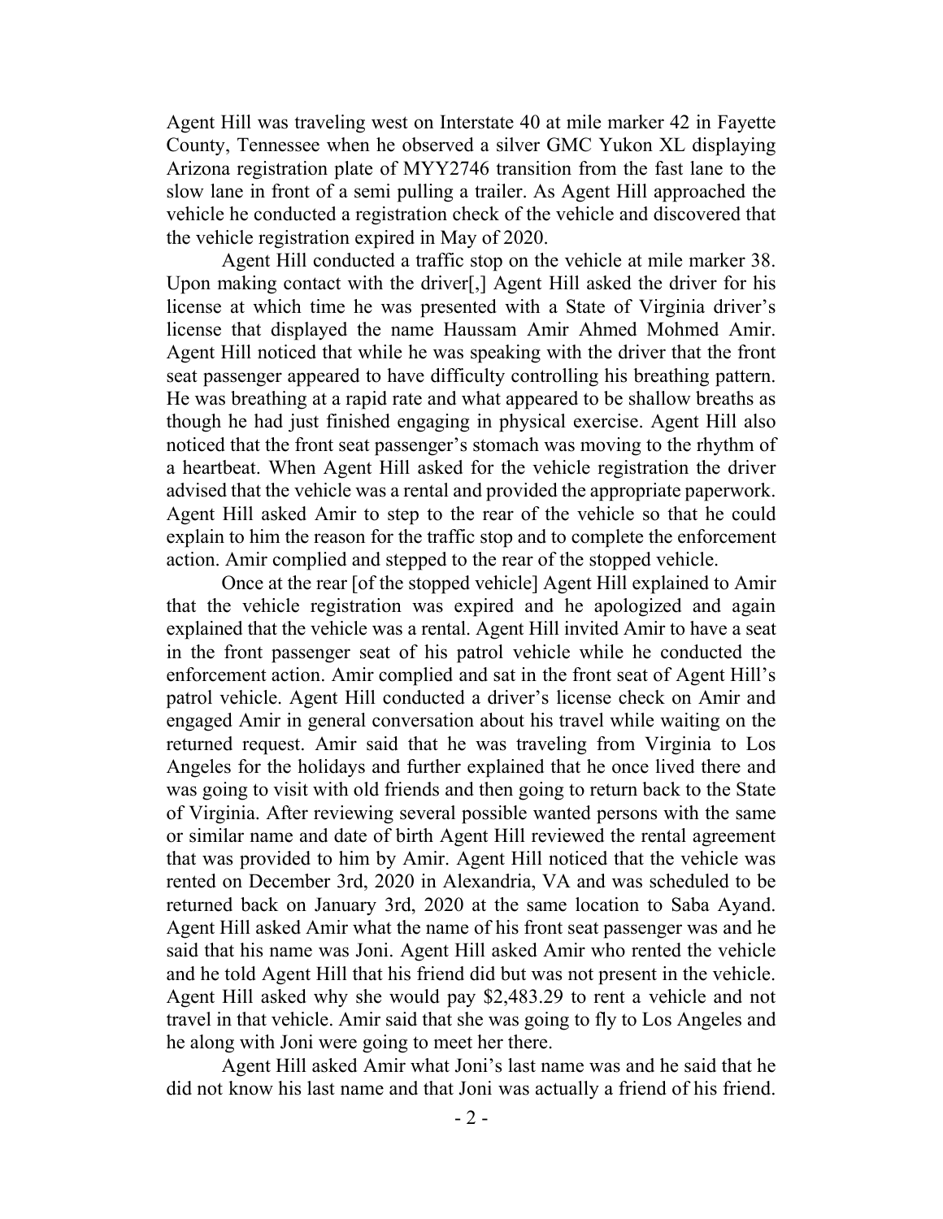Agent Hill was traveling west on Interstate 40 at mile marker 42 in Fayette County, Tennessee when he observed a silver GMC Yukon XL displaying Arizona registration plate of MYY2746 transition from the fast lane to the slow lane in front of a semi pulling a trailer. As Agent Hill approached the vehicle he conducted a registration check of the vehicle and discovered that the vehicle registration expired in May of 2020.

Agent Hill conducted a traffic stop on the vehicle at mile marker 38. Upon making contact with the driver[,] Agent Hill asked the driver for his license at which time he was presented with a State of Virginia driver's license that displayed the name Haussam Amir Ahmed Mohmed Amir. Agent Hill noticed that while he was speaking with the driver that the front seat passenger appeared to have difficulty controlling his breathing pattern. He was breathing at a rapid rate and what appeared to be shallow breaths as though he had just finished engaging in physical exercise. Agent Hill also noticed that the front seat passenger's stomach was moving to the rhythm of a heartbeat. When Agent Hill asked for the vehicle registration the driver advised that the vehicle was a rental and provided the appropriate paperwork. Agent Hill asked Amir to step to the rear of the vehicle so that he could explain to him the reason for the traffic stop and to complete the enforcement action. Amir complied and stepped to the rear of the stopped vehicle.

Once at the rear [of the stopped vehicle] Agent Hill explained to Amir that the vehicle registration was expired and he apologized and again explained that the vehicle was a rental. Agent Hill invited Amir to have a seat in the front passenger seat of his patrol vehicle while he conducted the enforcement action. Amir complied and sat in the front seat of Agent Hill's patrol vehicle. Agent Hill conducted a driver's license check on Amir and engaged Amir in general conversation about his travel while waiting on the returned request. Amir said that he was traveling from Virginia to Los Angeles for the holidays and further explained that he once lived there and was going to visit with old friends and then going to return back to the State of Virginia. After reviewing several possible wanted persons with the same or similar name and date of birth Agent Hill reviewed the rental agreement that was provided to him by Amir. Agent Hill noticed that the vehicle was rented on December 3rd, 2020 in Alexandria, VA and was scheduled to be returned back on January 3rd, 2020 at the same location to Saba Ayand. Agent Hill asked Amir what the name of his front seat passenger was and he said that his name was Joni. Agent Hill asked Amir who rented the vehicle and he told Agent Hill that his friend did but was not present in the vehicle. Agent Hill asked why she would pay $2,483.29 to rent a vehicle and not travel in that vehicle. Amir said that she was going to fly to Los Angeles and he along with Joni were going to meet her there.

Agent Hill asked Amir what Joni's last name was and he said that he did not know his last name and that Joni was actually a friend of his friend.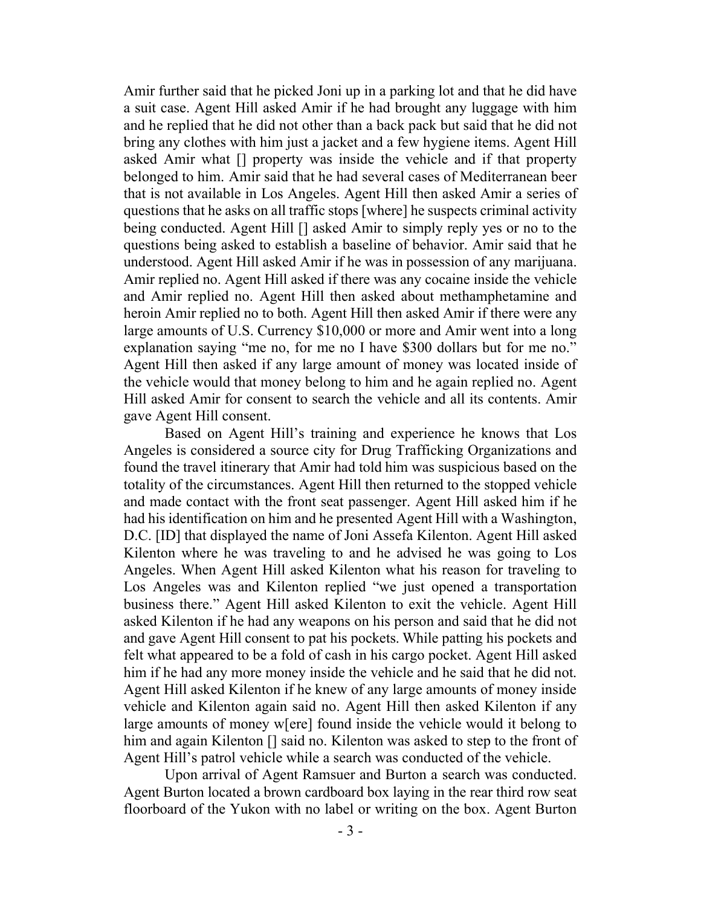Amir further said that he picked Joni up in a parking lot and that he did have a suit case. Agent Hill asked Amir if he had brought any luggage with him and he replied that he did not other than a back pack but said that he did not bring any clothes with him just a jacket and a few hygiene items. Agent Hill asked Amir what [] property was inside the vehicle and if that property belonged to him. Amir said that he had several cases of Mediterranean beer that is not available in Los Angeles. Agent Hill then asked Amir a series of questions that he asks on all traffic stops [where] he suspects criminal activity being conducted. Agent Hill [] asked Amir to simply reply yes or no to the questions being asked to establish a baseline of behavior. Amir said that he understood. Agent Hill asked Amir if he was in possession of any marijuana. Amir replied no. Agent Hill asked if there was any cocaine inside the vehicle and Amir replied no. Agent Hill then asked about methamphetamine and heroin Amir replied no to both. Agent Hill then asked Amir if there were any large amounts of U.S. Currency $10,000 or more and Amir went into a long explanation saying "me no, for me no I have $300 dollars but for me no." Agent Hill then asked if any large amount of money was located inside of the vehicle would that money belong to him and he again replied no. Agent Hill asked Amir for consent to search the vehicle and all its contents. Amir gave Agent Hill consent.

Based on Agent Hill's training and experience he knows that Los Angeles is considered a source city for Drug Trafficking Organizations and found the travel itinerary that Amir had told him was suspicious based on the totality of the circumstances. Agent Hill then returned to the stopped vehicle and made contact with the front seat passenger. Agent Hill asked him if he had his identification on him and he presented Agent Hill with a Washington, D.C. [ID] that displayed the name of Joni Assefa Kilenton. Agent Hill asked Kilenton where he was traveling to and he advised he was going to Los Angeles. When Agent Hill asked Kilenton what his reason for traveling to Los Angeles was and Kilenton replied "we just opened a transportation business there." Agent Hill asked Kilenton to exit the vehicle. Agent Hill asked Kilenton if he had any weapons on his person and said that he did not and gave Agent Hill consent to pat his pockets. While patting his pockets and felt what appeared to be a fold of cash in his cargo pocket. Agent Hill asked him if he had any more money inside the vehicle and he said that he did not. Agent Hill asked Kilenton if he knew of any large amounts of money inside vehicle and Kilenton again said no. Agent Hill then asked Kilenton if any large amounts of money w[ere] found inside the vehicle would it belong to him and again Kilenton [] said no. Kilenton was asked to step to the front of Agent Hill's patrol vehicle while a search was conducted of the vehicle.

Upon arrival of Agent Ramsuer and Burton a search was conducted. Agent Burton located a brown cardboard box laying in the rear third row seat floorboard of the Yukon with no label or writing on the box. Agent Burton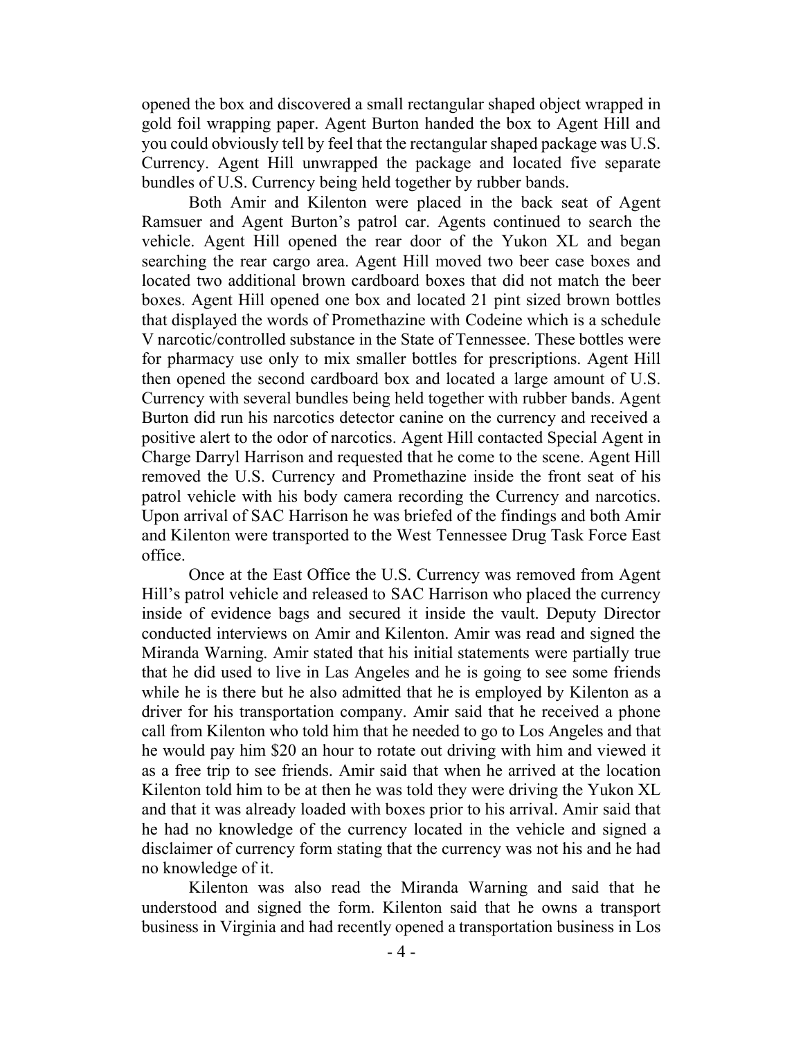opened the box and discovered a small rectangular shaped object wrapped in gold foil wrapping paper. Agent Burton handed the box to Agent Hill and you could obviously tell by feel that the rectangular shaped package was U.S. Currency. Agent Hill unwrapped the package and located five separate bundles of U.S. Currency being held together by rubber bands.

Both Amir and Kilenton were placed in the back seat of Agent Ramsuer and Agent Burton's patrol car. Agents continued to search the vehicle. Agent Hill opened the rear door of the Yukon XL and began searching the rear cargo area. Agent Hill moved two beer case boxes and located two additional brown cardboard boxes that did not match the beer boxes. Agent Hill opened one box and located 21 pint sized brown bottles that displayed the words of Promethazine with Codeine which is a schedule V narcotic/controlled substance in the State of Tennessee. These bottles were for pharmacy use only to mix smaller bottles for prescriptions. Agent Hill then opened the second cardboard box and located a large amount of U.S. Currency with several bundles being held together with rubber bands. Agent Burton did run his narcotics detector canine on the currency and received a positive alert to the odor of narcotics. Agent Hill contacted Special Agent in Charge Darryl Harrison and requested that he come to the scene. Agent Hill removed the U.S. Currency and Promethazine inside the front seat of his patrol vehicle with his body camera recording the Currency and narcotics. Upon arrival of SAC Harrison he was briefed of the findings and both Amir and Kilenton were transported to the West Tennessee Drug Task Force East office.

Once at the East Office the U.S. Currency was removed from Agent Hill's patrol vehicle and released to SAC Harrison who placed the currency inside of evidence bags and secured it inside the vault. Deputy Director conducted interviews on Amir and Kilenton. Amir was read and signed the Miranda Warning. Amir stated that his initial statements were partially true that he did used to live in Las Angeles and he is going to see some friends while he is there but he also admitted that he is employed by Kilenton as a driver for his transportation company. Amir said that he received a phone call from Kilenton who told him that he needed to go to Los Angeles and that he would pay him $20 an hour to rotate out driving with him and viewed it as a free trip to see friends. Amir said that when he arrived at the location Kilenton told him to be at then he was told they were driving the Yukon XL and that it was already loaded with boxes prior to his arrival. Amir said that he had no knowledge of the currency located in the vehicle and signed a disclaimer of currency form stating that the currency was not his and he had no knowledge of it.

Kilenton was also read the Miranda Warning and said that he understood and signed the form. Kilenton said that he owns a transport business in Virginia and had recently opened a transportation business in Los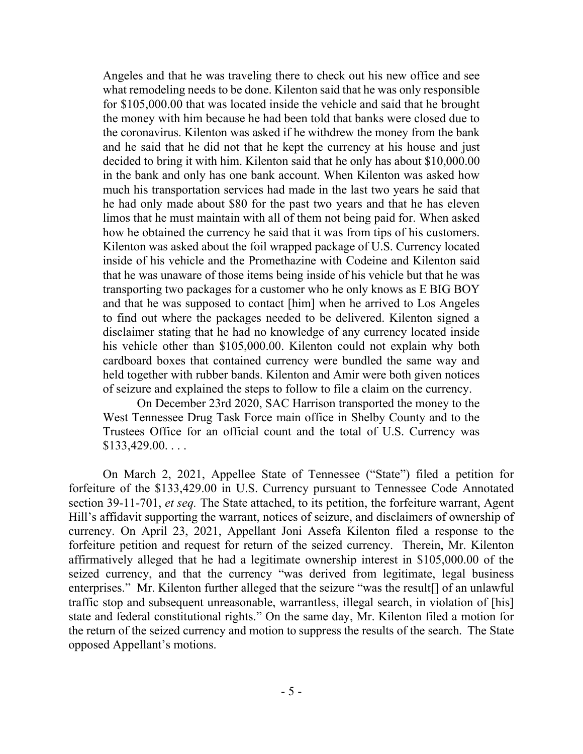> Angeles and that he was traveling there to check out his new office and see what remodeling needs to be done. Kilenton said that he was only responsible for $105,000.00 that was located inside the vehicle and said that he brought the money with him because he had been told that banks were closed due to the coronavirus. Kilenton was asked if he withdrew the money from the bank and he said that he did not that he kept the currency at his house and just decided to bring it with him. Kilenton said that he only has about $10,000.00 in the bank and only has one bank account. When Kilenton was asked how much his transportation services had made in the last two years he said that he had only made about $80 for the past two years and that he has eleven limos that he must maintain with all of them not being paid for. When asked how he obtained the currency he said that it was from tips of his customers. Kilenton was asked about the foil wrapped package of U.S. Currency located inside of his vehicle and the Promethazine with Codeine and Kilenton said that he was unaware of those items being inside of his vehicle but that he was transporting two packages for a customer who he only knows as E BIG BOY and that he was supposed to contact [him] when he arrived to Los Angeles to find out where the packages needed to be delivered. Kilenton signed a disclaimer stating that he had no knowledge of any currency located inside his vehicle other than $105,000.00. Kilenton could not explain why both cardboard boxes that contained currency were bundled the same way and held together with rubber bands. Kilenton and Amir were both given notices of seizure and explained the steps to follow to file a claim on the currency.
>
> On December 23rd 2020, SAC Harrison transported the money to the West Tennessee Drug Task Force main office in Shelby County and to the Trustees Office for an official count and the total of U.S. Currency was $133,429.00. . . .

On March 2, 2021, Appellee State of Tennessee ("State") filed a petition for forfeiture of the $133,429.00 in U.S. Currency pursuant to Tennessee Code Annotated section 39-11-701, *et seq.* The State attached, to its petition, the forfeiture warrant, Agent Hill's affidavit supporting the warrant, notices of seizure, and disclaimers of ownership of currency. On April 23, 2021, Appellant Joni Assefa Kilenton filed a response to the forfeiture petition and request for return of the seized currency. Therein, Mr. Kilenton affirmatively alleged that he had a legitimate ownership interest in $105,000.00 of the seized currency, and that the currency "was derived from legitimate, legal business enterprises." Mr. Kilenton further alleged that the seizure "was the result[] of an unlawful traffic stop and subsequent unreasonable, warrantless, illegal search, in violation of [his] state and federal constitutional rights." On the same day, Mr. Kilenton filed a motion for the return of the seized currency and motion to suppress the results of the search. The State opposed Appellant's motions.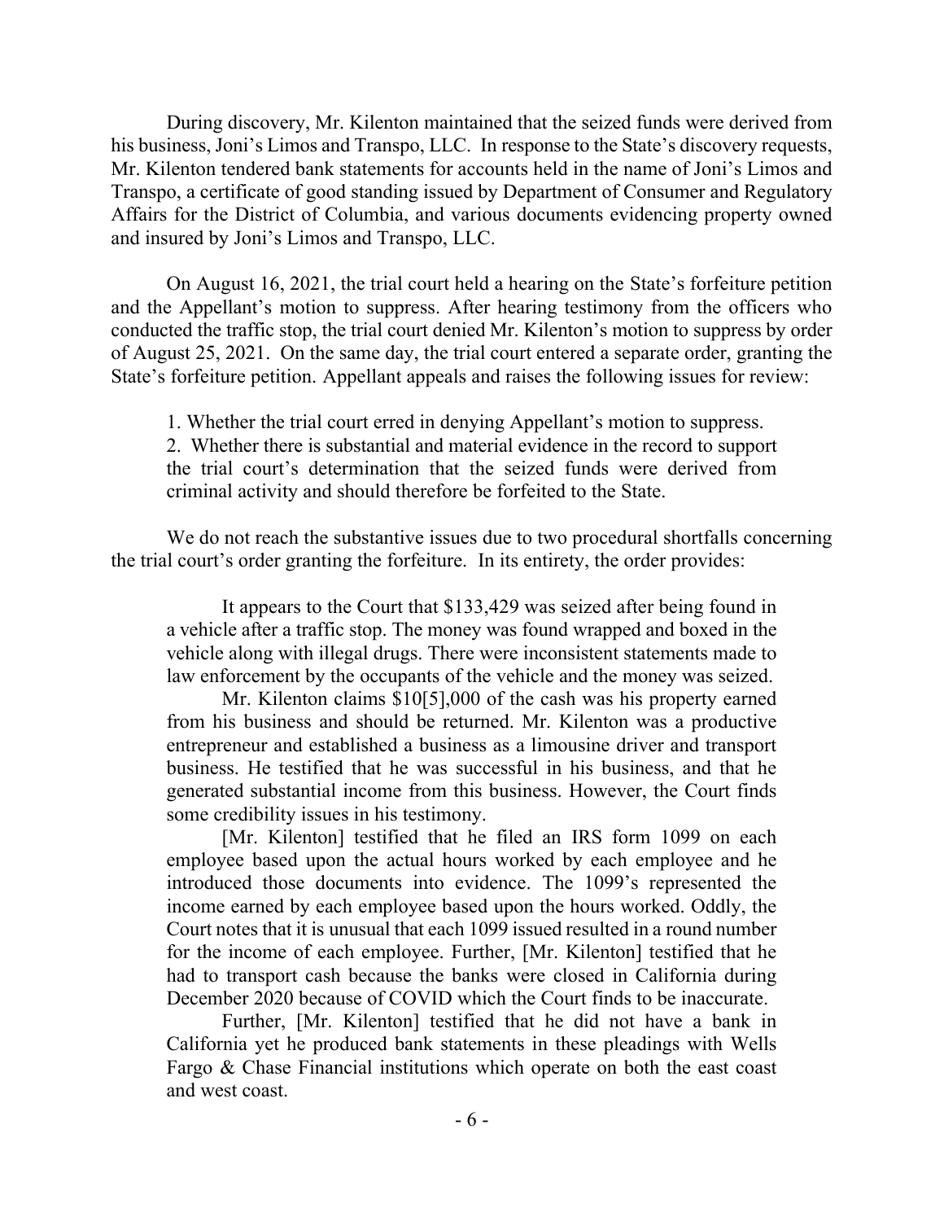During discovery, Mr. Kilenton maintained that the seized funds were derived from his business, Joni's Limos and Transpo, LLC. In response to the State's discovery requests, Mr. Kilenton tendered bank statements for accounts held in the name of Joni's Limos and Transpo, a certificate of good standing issued by Department of Consumer and Regulatory Affairs for the District of Columbia, and various documents evidencing property owned and insured by Joni's Limos and Transpo, LLC.

On August 16, 2021, the trial court held a hearing on the State's forfeiture petition and the Appellant's motion to suppress. After hearing testimony from the officers who conducted the traffic stop, the trial court denied Mr. Kilenton's motion to suppress by order of August 25, 2021. On the same day, the trial court entered a separate order, granting the State's forfeiture petition. Appellant appeals and raises the following issues for review:

> 1. Whether the trial court erred in denying Appellant's motion to suppress.
> 2. Whether there is substantial and material evidence in the record to support the trial court's determination that the seized funds were derived from criminal activity and should therefore be forfeited to the State.

We do not reach the substantive issues due to two procedural shortfalls concerning the trial court's order granting the forfeiture. In its entirety, the order provides:

> It appears to the Court that $133,429 was seized after being found in a vehicle after a traffic stop. The money was found wrapped and boxed in the vehicle along with illegal drugs. There were inconsistent statements made to law enforcement by the occupants of the vehicle and the money was seized.
>
> Mr. Kilenton claims $10[5],000 of the cash was his property earned from his business and should be returned. Mr. Kilenton was a productive entrepreneur and established a business as a limousine driver and transport business. He testified that he was successful in his business, and that he generated substantial income from this business. However, the Court finds some credibility issues in his testimony.
>
> [Mr. Kilenton] testified that he filed an IRS form 1099 on each employee based upon the actual hours worked by each employee and he introduced those documents into evidence. The 1099's represented the income earned by each employee based upon the hours worked. Oddly, the Court notes that it is unusual that each 1099 issued resulted in a round number for the income of each employee. Further, [Mr. Kilenton] testified that he had to transport cash because the banks were closed in California during December 2020 because of COVID which the Court finds to be inaccurate.
>
> Further, [Mr. Kilenton] testified that he did not have a bank in California yet he produced bank statements in these pleadings with Wells Fargo & Chase Financial institutions which operate on both the east coast and west coast.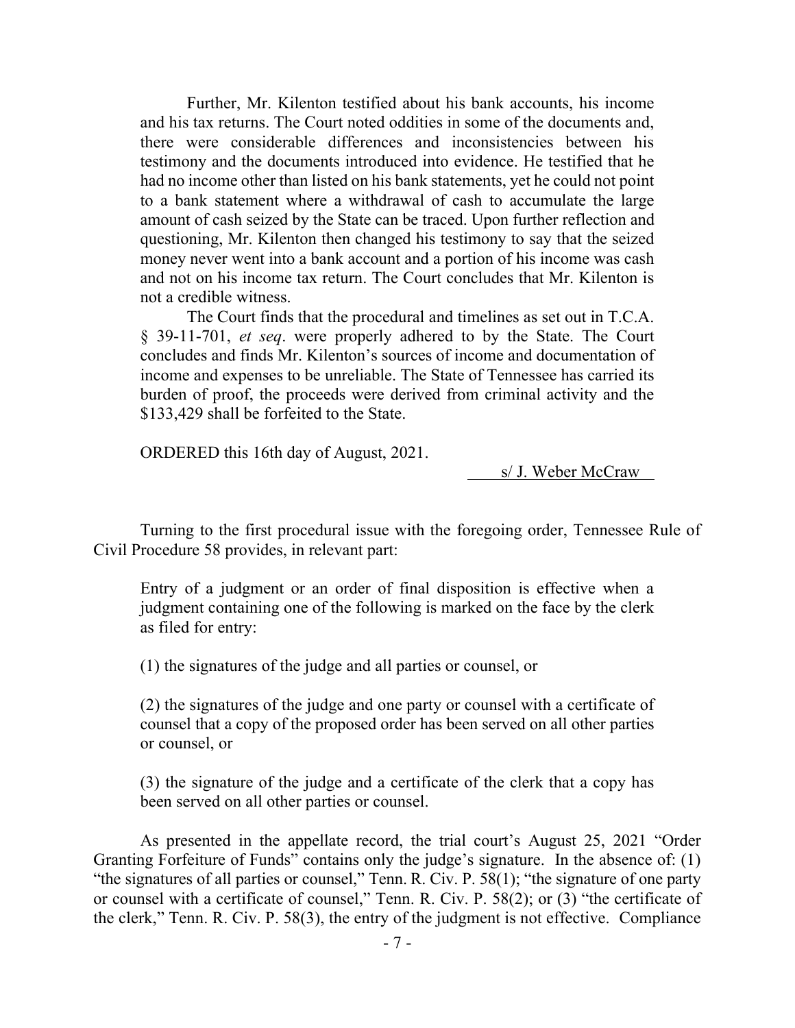Further, Mr. Kilenton testified about his bank accounts, his income and his tax returns. The Court noted oddities in some of the documents and, there were considerable differences and inconsistencies between his testimony and the documents introduced into evidence. He testified that he had no income other than listed on his bank statements, yet he could not point to a bank statement where a withdrawal of cash to accumulate the large amount of cash seized by the State can be traced. Upon further reflection and questioning, Mr. Kilenton then changed his testimony to say that the seized money never went into a bank account and a portion of his income was cash and not on his income tax return. The Court concludes that Mr. Kilenton is not a credible witness.

The Court finds that the procedural and timelines as set out in T.C.A. § 39-11-701, *et seq*. were properly adhered to by the State. The Court concludes and finds Mr. Kilenton's sources of income and documentation of income and expenses to be unreliable. The State of Tennessee has carried its burden of proof, the proceeds were derived from criminal activity and the $133,429 shall be forfeited to the State.

ORDERED this 16th day of August, 2021.

s/ J. Weber McCraw

Turning to the first procedural issue with the foregoing order, Tennessee Rule of Civil Procedure 58 provides, in relevant part:

> Entry of a judgment or an order of final disposition is effective when a judgment containing one of the following is marked on the face by the clerk as filed for entry:
>
> (1) the signatures of the judge and all parties or counsel, or
>
> (2) the signatures of the judge and one party or counsel with a certificate of counsel that a copy of the proposed order has been served on all other parties or counsel, or
>
> (3) the signature of the judge and a certificate of the clerk that a copy has been served on all other parties or counsel.

As presented in the appellate record, the trial court's August 25, 2021 "Order Granting Forfeiture of Funds" contains only the judge's signature. In the absence of: (1) "the signatures of all parties or counsel," Tenn. R. Civ. P. 58(1); "the signature of one party or counsel with a certificate of counsel," Tenn. R. Civ. P. 58(2); or (3) "the certificate of the clerk," Tenn. R. Civ. P. 58(3), the entry of the judgment is not effective. Compliance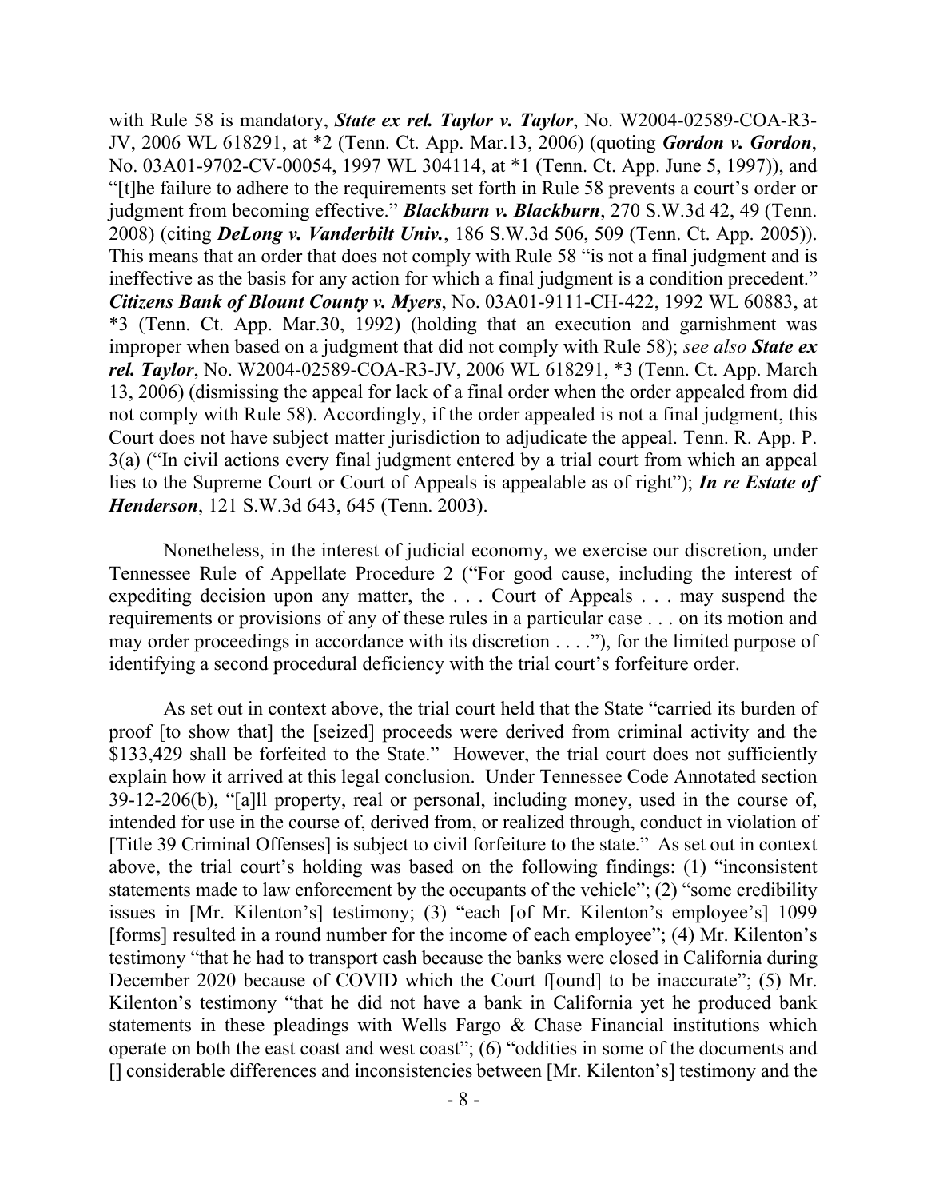with Rule 58 is mandatory, ***State ex rel. Taylor v. Taylor***, No. W2004-02589-COA-R3-JV, 2006 WL 618291, at *2 (Tenn. Ct. App. Mar.13, 2006) (quoting ***Gordon v. Gordon***, No. 03A01-9702-CV-00054, 1997 WL 304114, at *1 (Tenn. Ct. App. June 5, 1997)), and "[t]he failure to adhere to the requirements set forth in Rule 58 prevents a court's order or judgment from becoming effective." ***Blackburn v. Blackburn***, 270 S.W.3d 42, 49 (Tenn. 2008) (citing ***DeLong v. Vanderbilt Univ.***, 186 S.W.3d 506, 509 (Tenn. Ct. App. 2005)). This means that an order that does not comply with Rule 58 "is not a final judgment and is ineffective as the basis for any action for which a final judgment is a condition precedent." ***Citizens Bank of Blount County v. Myers***, No. 03A01-9111-CH-422, 1992 WL 60883, at *3 (Tenn. Ct. App. Mar.30, 1992) (holding that an execution and garnishment was improper when based on a judgment that did not comply with Rule 58); *see also* ***State ex rel. Taylor***, No. W2004-02589-COA-R3-JV, 2006 WL 618291, *3 (Tenn. Ct. App. March 13, 2006) (dismissing the appeal for lack of a final order when the order appealed from did not comply with Rule 58). Accordingly, if the order appealed is not a final judgment, this Court does not have subject matter jurisdiction to adjudicate the appeal. Tenn. R. App. P. 3(a) ("In civil actions every final judgment entered by a trial court from which an appeal lies to the Supreme Court or Court of Appeals is appealable as of right"); ***In re Estate of Henderson***, 121 S.W.3d 643, 645 (Tenn. 2003).

Nonetheless, in the interest of judicial economy, we exercise our discretion, under Tennessee Rule of Appellate Procedure 2 ("For good cause, including the interest of expediting decision upon any matter, the . . . Court of Appeals . . . may suspend the requirements or provisions of any of these rules in a particular case . . . on its motion and may order proceedings in accordance with its discretion . . . ."), for the limited purpose of identifying a second procedural deficiency with the trial court's forfeiture order.

As set out in context above, the trial court held that the State "carried its burden of proof [to show that] the [seized] proceeds were derived from criminal activity and the $133,429 shall be forfeited to the State." However, the trial court does not sufficiently explain how it arrived at this legal conclusion. Under Tennessee Code Annotated section 39-12-206(b), "[a]ll property, real or personal, including money, used in the course of, intended for use in the course of, derived from, or realized through, conduct in violation of [Title 39 Criminal Offenses] is subject to civil forfeiture to the state." As set out in context above, the trial court's holding was based on the following findings: (1) "inconsistent statements made to law enforcement by the occupants of the vehicle"; (2) "some credibility issues in [Mr. Kilenton's] testimony; (3) "each [of Mr. Kilenton's employee's] 1099 [forms] resulted in a round number for the income of each employee"; (4) Mr. Kilenton's testimony "that he had to transport cash because the banks were closed in California during December 2020 because of COVID which the Court f[ound] to be inaccurate"; (5) Mr. Kilenton's testimony "that he did not have a bank in California yet he produced bank statements in these pleadings with Wells Fargo & Chase Financial institutions which operate on both the east coast and west coast"; (6) "oddities in some of the documents and [] considerable differences and inconsistencies between [Mr. Kilenton's] testimony and the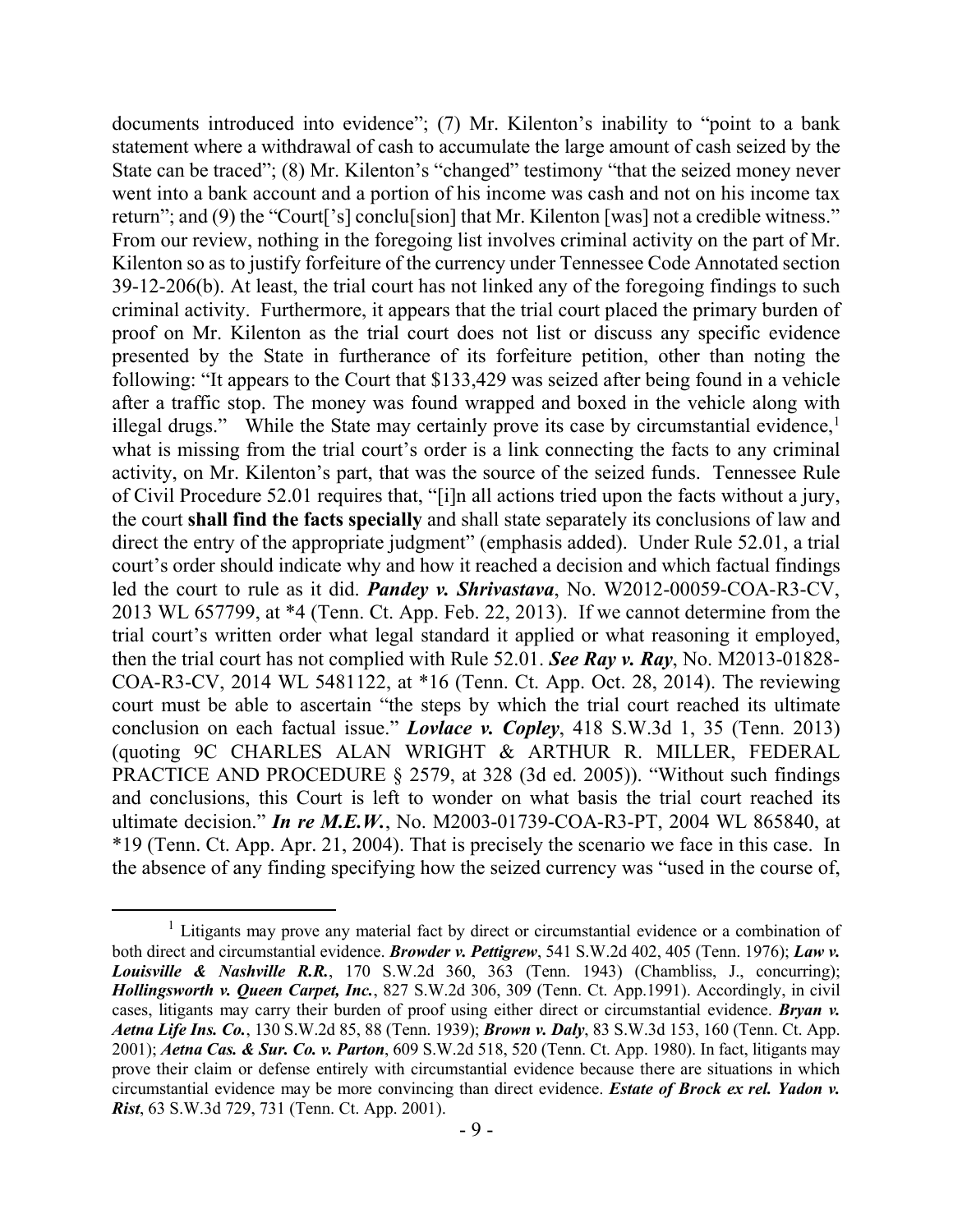documents introduced into evidence"; (7) Mr. Kilenton's inability to "point to a bank statement where a withdrawal of cash to accumulate the large amount of cash seized by the State can be traced"; (8) Mr. Kilenton's "changed" testimony "that the seized money never went into a bank account and a portion of his income was cash and not on his income tax return"; and (9) the "Court['s] conclu[sion] that Mr. Kilenton [was] not a credible witness." From our review, nothing in the foregoing list involves criminal activity on the part of Mr. Kilenton so as to justify forfeiture of the currency under Tennessee Code Annotated section 39-12-206(b). At least, the trial court has not linked any of the foregoing findings to such criminal activity. Furthermore, it appears that the trial court placed the primary burden of proof on Mr. Kilenton as the trial court does not list or discuss any specific evidence presented by the State in furtherance of its forfeiture petition, other than noting the following: "It appears to the Court that $133,429 was seized after being found in a vehicle after a traffic stop. The money was found wrapped and boxed in the vehicle along with illegal drugs." While the State may certainly prove its case by circumstantial evidence,[1] what is missing from the trial court's order is a link connecting the facts to any criminal activity, on Mr. Kilenton's part, that was the source of the seized funds. Tennessee Rule of Civil Procedure 52.01 requires that, "[i]n all actions tried upon the facts without a jury, the court **shall find the facts specially** and shall state separately its conclusions of law and direct the entry of the appropriate judgment" (emphasis added). Under Rule 52.01, a trial court's order should indicate why and how it reached a decision and which factual findings led the court to rule as it did. ***Pandey v. Shrivastava***, No. W2012-00059-COA-R3-CV, 2013 WL 657799, at *4 (Tenn. Ct. App. Feb. 22, 2013). If we cannot determine from the trial court's written order what legal standard it applied or what reasoning it employed, then the trial court has not complied with Rule 52.01. ***See Ray v. Ray***, No. M2013-01828-COA-R3-CV, 2014 WL 5481122, at *16 (Tenn. Ct. App. Oct. 28, 2014). The reviewing court must be able to ascertain "the steps by which the trial court reached its ultimate conclusion on each factual issue." ***Lovlace v. Copley***, 418 S.W.3d 1, 35 (Tenn. 2013) (quoting 9C CHARLES ALAN WRIGHT & ARTHUR R. MILLER, FEDERAL PRACTICE AND PROCEDURE § 2579, at 328 (3d ed. 2005)). "Without such findings and conclusions, this Court is left to wonder on what basis the trial court reached its ultimate decision." ***In re M.E.W.***, No. M2003-01739-COA-R3-PT, 2004 WL 865840, at *19 (Tenn. Ct. App. Apr. 21, 2004). That is precisely the scenario we face in this case. In the absence of any finding specifying how the seized currency was "used in the course of,

[1] Litigants may prove any material fact by direct or circumstantial evidence or a combination of both direct and circumstantial evidence. ***Browder v. Pettigrew***, 541 S.W.2d 402, 405 (Tenn. 1976); ***Law v. Louisville & Nashville R.R.***, 170 S.W.2d 360, 363 (Tenn. 1943) (Chambliss, J., concurring); ***Hollingsworth v. Queen Carpet, Inc.***, 827 S.W.2d 306, 309 (Tenn. Ct. App.1991). Accordingly, in civil cases, litigants may carry their burden of proof using either direct or circumstantial evidence. ***Bryan v. Aetna Life Ins. Co.***, 130 S.W.2d 85, 88 (Tenn. 1939); ***Brown v. Daly***, 83 S.W.3d 153, 160 (Tenn. Ct. App. 2001); ***Aetna Cas. & Sur. Co. v. Parton***, 609 S.W.2d 518, 520 (Tenn. Ct. App. 1980). In fact, litigants may prove their claim or defense entirely with circumstantial evidence because there are situations in which circumstantial evidence may be more convincing than direct evidence. ***Estate of Brock ex rel. Yadon v. Rist***, 63 S.W.3d 729, 731 (Tenn. Ct. App. 2001).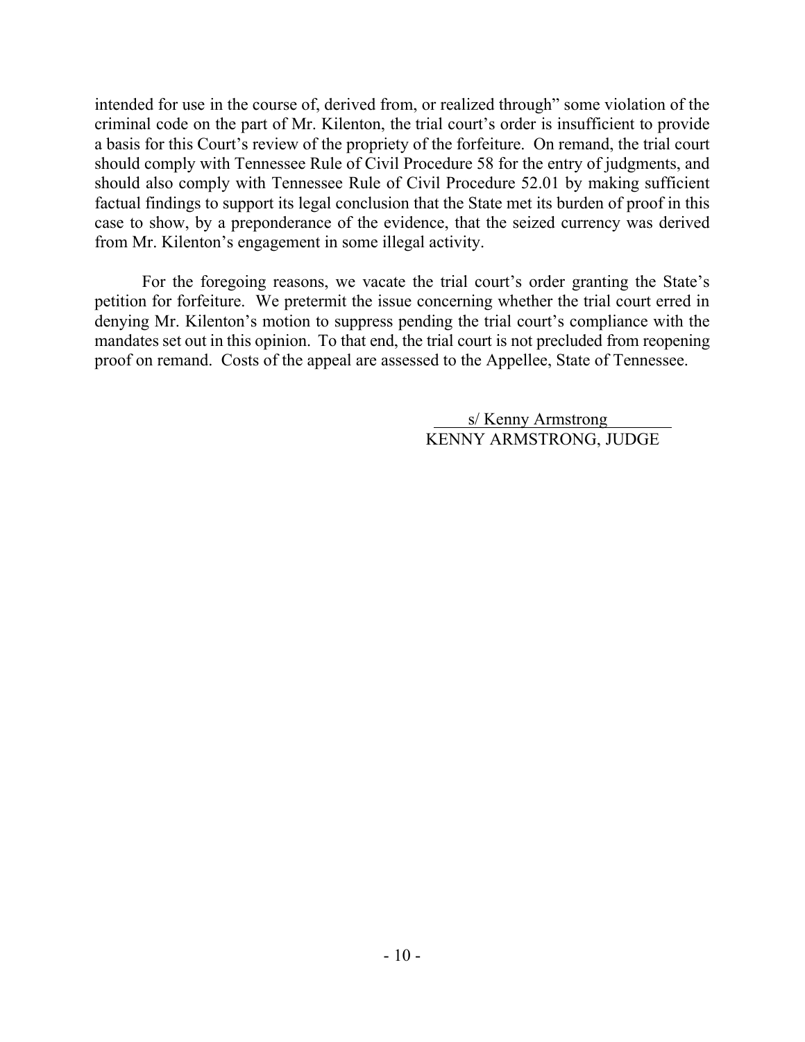intended for use in the course of, derived from, or realized through" some violation of the criminal code on the part of Mr. Kilenton, the trial court's order is insufficient to provide a basis for this Court's review of the propriety of the forfeiture. On remand, the trial court should comply with Tennessee Rule of Civil Procedure 58 for the entry of judgments, and should also comply with Tennessee Rule of Civil Procedure 52.01 by making sufficient factual findings to support its legal conclusion that the State met its burden of proof in this case to show, by a preponderance of the evidence, that the seized currency was derived from Mr. Kilenton's engagement in some illegal activity.

For the foregoing reasons, we vacate the trial court's order granting the State's petition for forfeiture. We pretermit the issue concerning whether the trial court erred in denying Mr. Kilenton's motion to suppress pending the trial court's compliance with the mandates set out in this opinion. To that end, the trial court is not precluded from reopening proof on remand. Costs of the appeal are assessed to the Appellee, State of Tennessee.

s/ Kenny Armstrong
KENNY ARMSTRONG, JUDGE